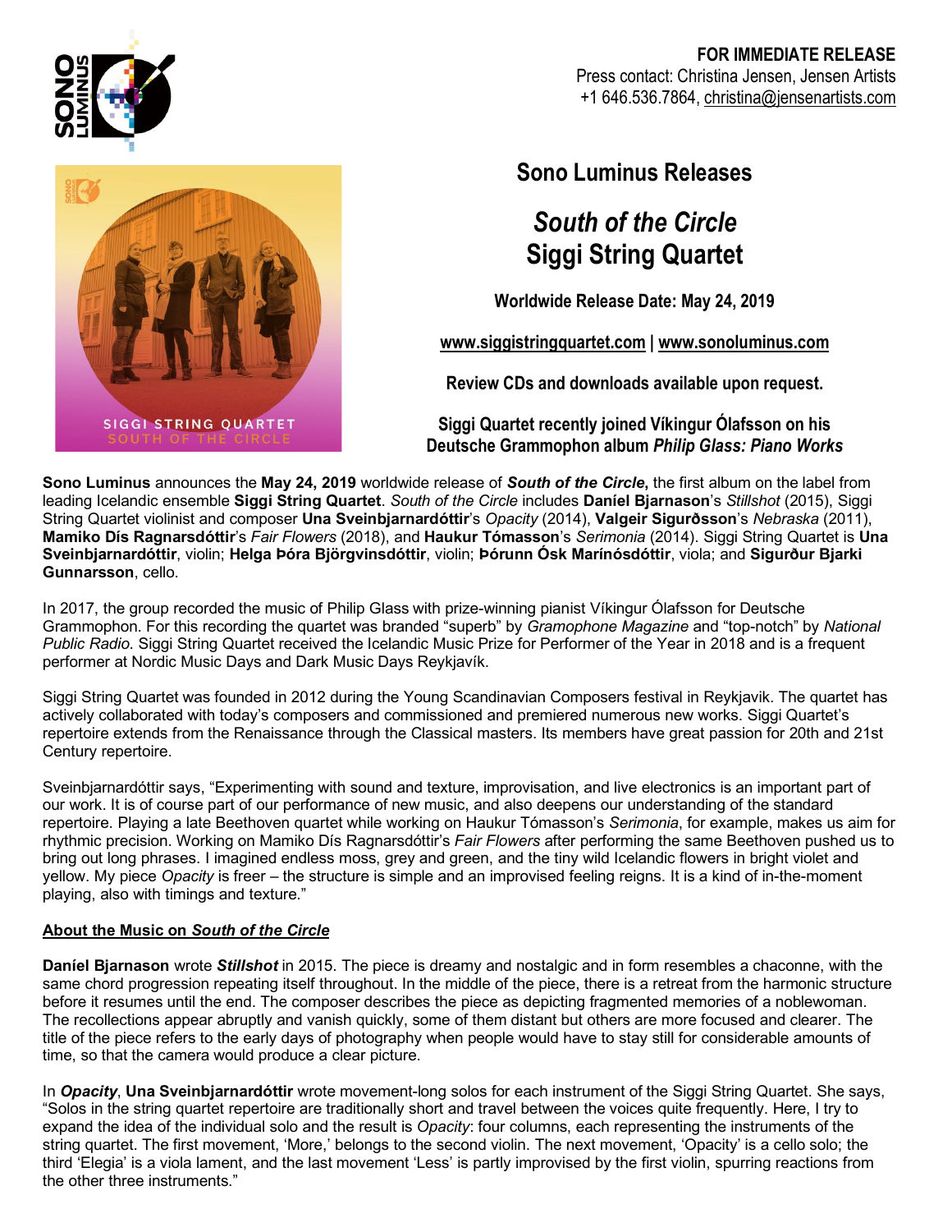**FOR IMMEDIATE RELEASE**
Press contact: Christina Jensen, Jensen Artists
+1 646.536.7864, christina@jensenartists.com

# Sono Luminus Releases

## *South of the Circle*
## Siggi String Quartet

**Worldwide Release Date: May 24, 2019**

**www.siggistringquartet.com | www.sonoluminus.com**

**Review CDs and downloads available upon request.**

**Siggi Quartet recently joined Víkingur Ólafsson on his Deutsche Grammophon album *Philip Glass: Piano Works***

**Sono Luminus** announces the **May 24, 2019** worldwide release of ***South of the Circle*,** the first album on the label from leading Icelandic ensemble **Siggi String Quartet**. *South of the Circle* includes **Daníel Bjarnason**'s *Stillshot* (2015), Siggi String Quartet violinist and composer **Una Sveinbjarnardóttir**'s *Opacity* (2014), **Valgeir Sigurðsson**'s *Nebraska* (2011), **Mamiko Dís Ragnarsdóttir**'s *Fair Flowers* (2018), and **Haukur Tómasson**'s *Serimonia* (2014). Siggi String Quartet is **Una Sveinbjarnardóttir**, violin; **Helga Þóra Björgvinsdóttir**, violin; **Þórunn Ósk Marínósdóttir**, viola; and **Sigurður Bjarki Gunnarsson**, cello.

In 2017, the group recorded the music of Philip Glass with prize-winning pianist Víkingur Ólafsson for Deutsche Grammophon. For this recording the quartet was branded "superb" by *Gramophone Magazine* and "top-notch" by *National Public Radio*. Siggi String Quartet received the Icelandic Music Prize for Performer of the Year in 2018 and is a frequent performer at Nordic Music Days and Dark Music Days Reykjavík.

Siggi String Quartet was founded in 2012 during the Young Scandinavian Composers festival in Reykjavik. The quartet has actively collaborated with today's composers and commissioned and premiered numerous new works. Siggi Quartet's repertoire extends from the Renaissance through the Classical masters. Its members have great passion for 20th and 21st Century repertoire.

Sveinbjarnardóttir says, "Experimenting with sound and texture, improvisation, and live electronics is an important part of our work. It is of course part of our performance of new music, and also deepens our understanding of the standard repertoire. Playing a late Beethoven quartet while working on Haukur Tómasson's *Serimonia*, for example, makes us aim for rhythmic precision. Working on Mamiko Dís Ragnarsdóttir's *Fair Flowers* after performing the same Beethoven pushed us to bring out long phrases. I imagined endless moss, grey and green, and the tiny wild Icelandic flowers in bright violet and yellow. My piece *Opacity* is freer – the structure is simple and an improvised feeling reigns. It is a kind of in-the-moment playing, also with timings and texture."

### About the Music on *South of the Circle*

**Daníel Bjarnason** wrote ***Stillshot*** in 2015. The piece is dreamy and nostalgic and in form resembles a chaconne, with the same chord progression repeating itself throughout. In the middle of the piece, there is a retreat from the harmonic structure before it resumes until the end. The composer describes the piece as depicting fragmented memories of a noblewoman. The recollections appear abruptly and vanish quickly, some of them distant but others are more focused and clearer. The title of the piece refers to the early days of photography when people would have to stay still for considerable amounts of time, so that the camera would produce a clear picture.

In ***Opacity***, **Una Sveinbjarnardóttir** wrote movement-long solos for each instrument of the Siggi String Quartet. She says, "Solos in the string quartet repertoire are traditionally short and travel between the voices quite frequently. Here, I try to expand the idea of the individual solo and the result is *Opacity*: four columns, each representing the instruments of the string quartet. The first movement, 'More,' belongs to the second violin. The next movement, 'Opacity' is a cello solo; the third 'Elegia' is a viola lament, and the last movement 'Less' is partly improvised by the first violin, spurring reactions from the other three instruments."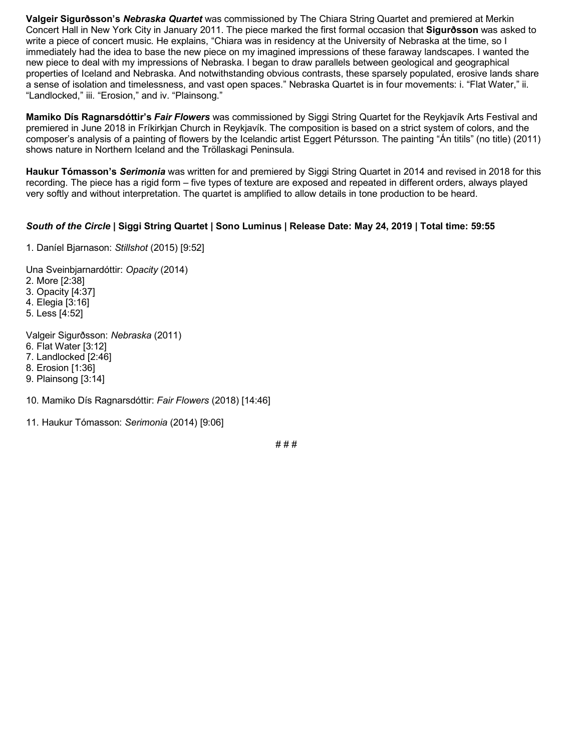**Valgeir Sigurðsson's *Nebraska Quartet*** was commissioned by The Chiara String Quartet and premiered at Merkin Concert Hall in New York City in January 2011. The piece marked the first formal occasion that **Sigurðsson** was asked to write a piece of concert music. He explains, "Chiara was in residency at the University of Nebraska at the time, so I immediately had the idea to base the new piece on my imagined impressions of these faraway landscapes. I wanted the new piece to deal with my impressions of Nebraska. I began to draw parallels between geological and geographical properties of Iceland and Nebraska. And notwithstanding obvious contrasts, these sparsely populated, erosive lands share a sense of isolation and timelessness, and vast open spaces." Nebraska Quartet is in four movements: i. "Flat Water," ii. "Landlocked," iii. "Erosion," and iv. "Plainsong."

**Mamiko Dís Ragnarsdóttir's *Fair Flowers*** was commissioned by Siggi String Quartet for the Reykjavík Arts Festival and premiered in June 2018 in Fríkirkjan Church in Reykjavík. The composition is based on a strict system of colors, and the composer's analysis of a painting of flowers by the Icelandic artist Eggert Pétursson. The painting "Án titils" (no title) (2011) shows nature in Northern Iceland and the Tröllaskagi Peninsula.

**Haukur Tómasson's *Serimonia*** was written for and premiered by Siggi String Quartet in 2014 and revised in 2018 for this recording. The piece has a rigid form – five types of texture are exposed and repeated in different orders, always played very softly and without interpretation. The quartet is amplified to allow details in tone production to be heard.

***South of the Circle* | Siggi String Quartet | Sono Luminus | Release Date: May 24, 2019 | Total time: 59:55**

1. Daníel Bjarnason: *Stillshot* (2015) [9:52]

Una Sveinbjarnardóttir: *Opacity* (2014)
2. More [2:38]
3. Opacity [4:37]
4. Elegia [3:16]
5. Less [4:52]

Valgeir Sigurðsson: *Nebraska* (2011)
6. Flat Water [3:12]
7. Landlocked [2:46]
8. Erosion [1:36]
9. Plainsong [3:14]

10. Mamiko Dís Ragnarsdóttir: *Fair Flowers* (2018) [14:46]

11. Haukur Tómasson: *Serimonia* (2014) [9:06]

# # #